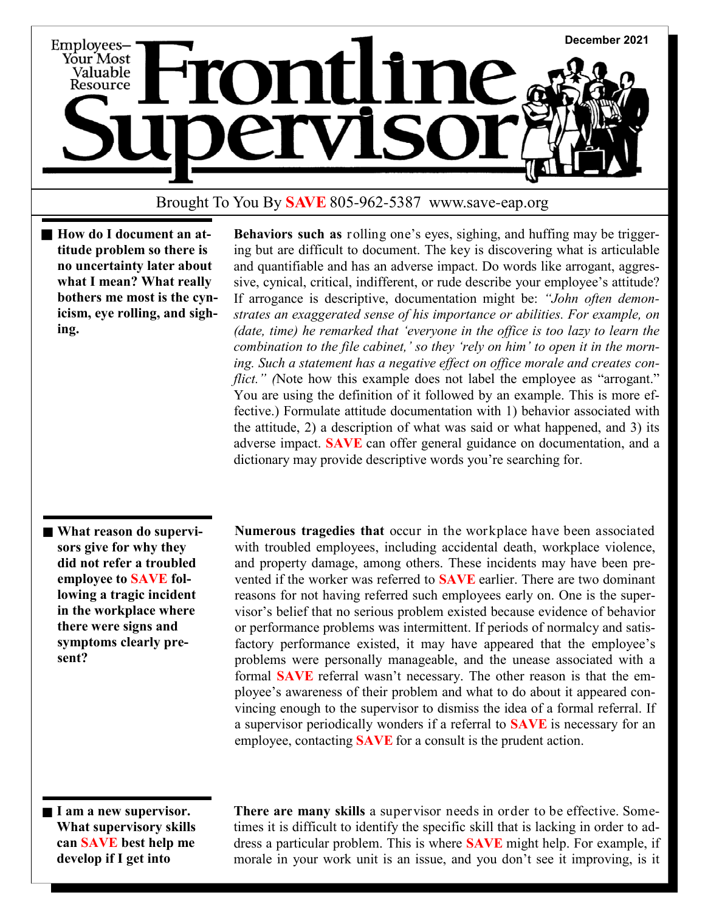Employees—Your Most Valuable Resource

# Frontline Supervisor

December 2021

Brought To You By **SAVE** 805-962-5387 www.save-eap.org

**How do I document an attitude problem so there is no uncertainty later about what I mean? What really bothers me most is the cynicism, eye rolling, and sighing.**

**Behaviors such as** rolling one's eyes, sighing, and huffing may be triggering but are difficult to document. The key is discovering what is articulable and quantifiable and has an adverse impact. Do words like arrogant, aggressive, cynical, critical, indifferent, or rude describe your employee's attitude? If arrogance is descriptive, documentation might be: *"John often demonstrates an exaggerated sense of his importance or abilities. For example, on (date, time) he remarked that 'everyone in the office is too lazy to learn the combination to the file cabinet,' so they 'rely on him' to open it in the morning. Such a statement has a negative effect on office morale and creates conflict." (*Note how this example does not label the employee as "arrogant." You are using the definition of it followed by an example. This is more effective.) Formulate attitude documentation with 1) behavior associated with the attitude, 2) a description of what was said or what happened, and 3) its adverse impact. **SAVE** can offer general guidance on documentation, and a dictionary may provide descriptive words you're searching for.

**What reason do supervisors give for why they did not refer a troubled employee to SAVE following a tragic incident in the workplace where there were signs and symptoms clearly present?**

**Numerous tragedies that** occur in the workplace have been associated with troubled employees, including accidental death, workplace violence, and property damage, among others. These incidents may have been prevented if the worker was referred to **SAVE** earlier. There are two dominant reasons for not having referred such employees early on. One is the supervisor's belief that no serious problem existed because evidence of behavior or performance problems was intermittent. If periods of normalcy and satisfactory performance existed, it may have appeared that the employee's problems were personally manageable, and the unease associated with a formal **SAVE** referral wasn't necessary. The other reason is that the employee's awareness of their problem and what to do about it appeared convincing enough to the supervisor to dismiss the idea of a formal referral. If a supervisor periodically wonders if a referral to **SAVE** is necessary for an employee, contacting **SAVE** for a consult is the prudent action.

**I am a new supervisor. What supervisory skills can SAVE best help me develop if I get into**

**There are many skills** a supervisor needs in order to be effective. Sometimes it is difficult to identify the specific skill that is lacking in order to address a particular problem. This is where **SAVE** might help. For example, if morale in your work unit is an issue, and you don't see it improving, is it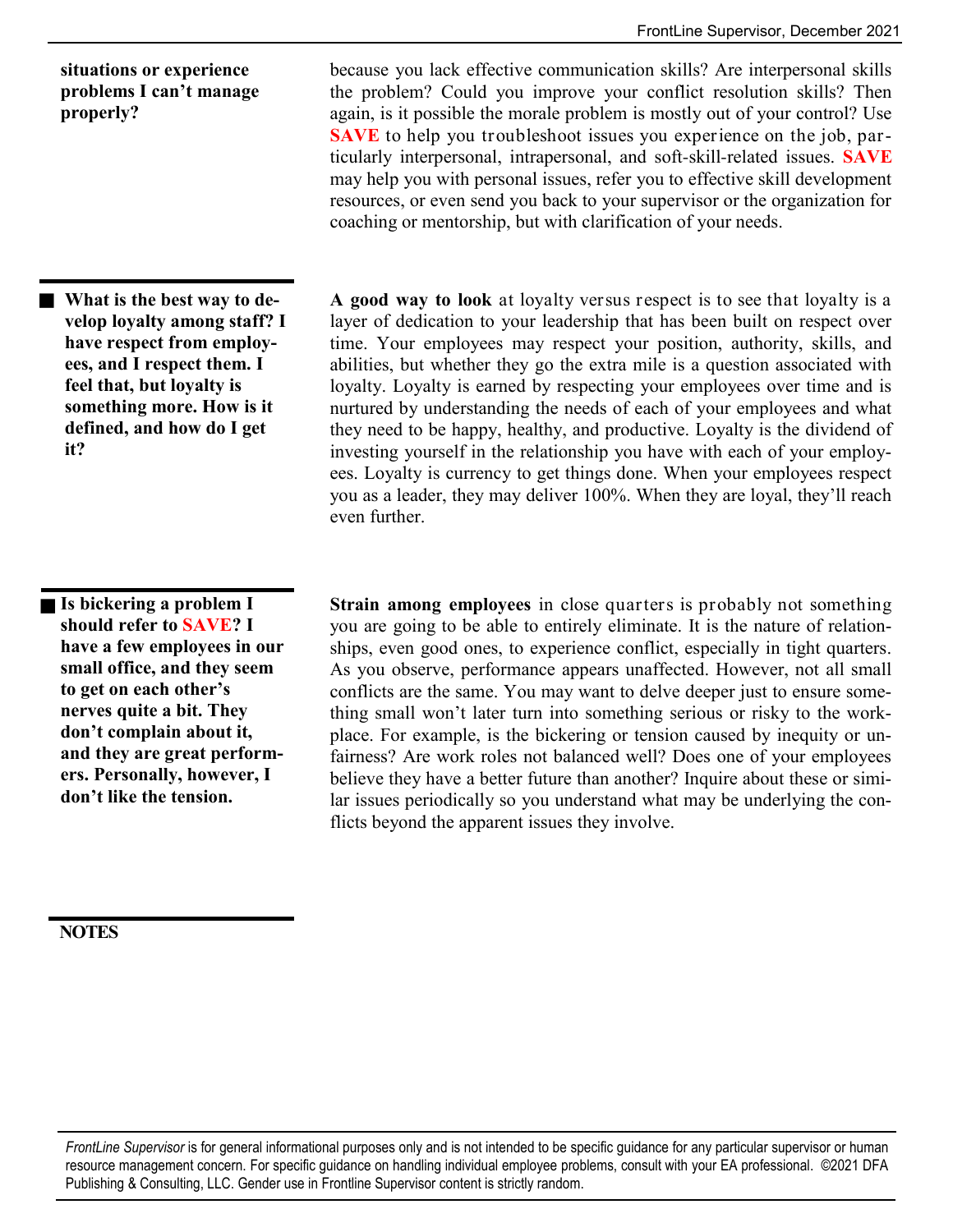**situations or experience problems I can't manage properly?**

because you lack effective communication skills? Are interpersonal skills the problem? Could you improve your conflict resolution skills? Then again, is it possible the morale problem is mostly out of your control? Use **SAVE** to help you troubleshoot issues you experience on the job, particularly interpersonal, intrapersonal, and soft-skill-related issues. **SAVE** may help you with personal issues, refer you to effective skill development resources, or even send you back to your supervisor or the organization for coaching or mentorship, but with clarification of your needs.

**What is the best way to develop loyalty among staff? I have respect from employees, and I respect them. I feel that, but loyalty is something more. How is it defined, and how do I get it?**

**A good way to look** at loyalty versus respect is to see that loyalty is a layer of dedication to your leadership that has been built on respect over time. Your employees may respect your position, authority, skills, and abilities, but whether they go the extra mile is a question associated with loyalty. Loyalty is earned by respecting your employees over time and is nurtured by understanding the needs of each of your employees and what they need to be happy, healthy, and productive. Loyalty is the dividend of investing yourself in the relationship you have with each of your employees. Loyalty is currency to get things done. When your employees respect you as a leader, they may deliver 100%. When they are loyal, they'll reach even further.

**Is bickering a problem I should refer to SAVE? I have a few employees in our small office, and they seem to get on each other's nerves quite a bit. They don't complain about it, and they are great performers. Personally, however, I don't like the tension.**

**Strain among employees** in close quarters is probably not something you are going to be able to entirely eliminate. It is the nature of relationships, even good ones, to experience conflict, especially in tight quarters. As you observe, performance appears unaffected. However, not all small conflicts are the same. You may want to delve deeper just to ensure something small won't later turn into something serious or risky to the workplace. For example, is the bickering or tension caused by inequity or unfairness? Are work roles not balanced well? Does one of your employees believe they have a better future than another? Inquire about these or similar issues periodically so you understand what may be underlying the conflicts beyond the apparent issues they involve.

**NOTES**

*FrontLine Supervisor* is for general informational purposes only and is not intended to be specific guidance for any particular supervisor or human resource management concern. For specific guidance on handling individual employee problems, consult with your EA professional. ©2021 DFA Publishing & Consulting, LLC. Gender use in Frontline Supervisor content is strictly random.